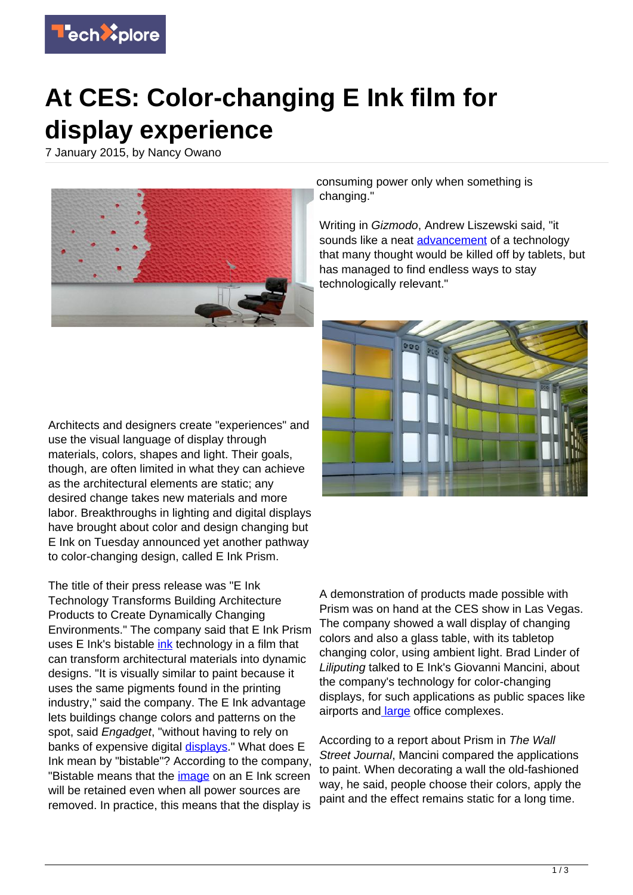# At CES: Color-changing E Ink film for display experience

7 January 2015, by Nancy Owano

Architects and designers create "experiences" and use the visual language of display through materials, colors, shapes and light. Their goals, though, are often limited in what they can achieve as the architectural elements are static; any desired change takes new materials and more labor. Breakthroughs in lighting and digital displays have brought about color and design changing but E Ink on Tuesday announced yet another pathway to color-changing design, called E Ink Prism.

The title of their press release was "E Ink Technology Transforms Building Architecture Products to Create Dynamically Changing Environments." The company said that E Ink Prism uses E Ink's bistable ink technology in a film that can transform architectural materials into dynamic designs. "It is visually similar to paint because it uses the same pigments found in the printing industry," said the company. The E Ink advantage lets buildings change colors and patterns on the spot, said *Engadget*, "without having to rely on banks of expensive digital displays." What does E Ink mean by "bistable"? According to the company, "Bistable means that the image on an E Ink screen will be retained even when all power sources are removed. In practice, this means that the display is consuming power only when something is changing."

Writing in *Gizmodo*, Andrew Liszewski said, "it sounds like a neat advancement of a technology that many thought would be killed off by tablets, but has managed to find endless ways to stay technologically relevant."

A demonstration of products made possible with Prism was on hand at the CES show in Las Vegas. The company showed a wall display of changing colors and also a glass table, with its tabletop changing color, using ambient light. Brad Linder of *Liliputing* talked to E Ink's Giovanni Mancini, about the company's technology for color-changing displays, for such applications as public spaces like airports and large office complexes.

According to a report about Prism in *The Wall Street Journal*, Mancini compared the applications to paint. When decorating a wall the old-fashioned way, he said, people choose their colors, apply the paint and the effect remains static for a long time.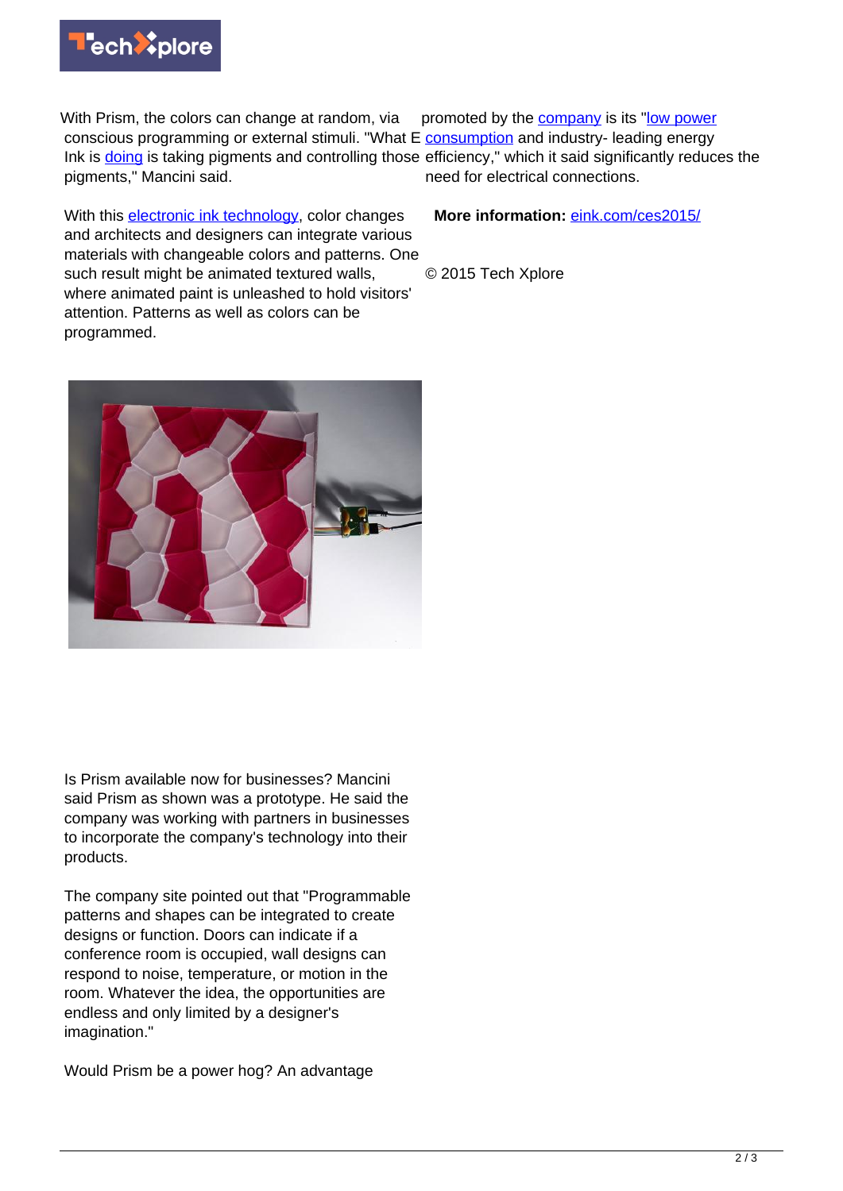With Prism, the colors can change at random, via conscious programming or external stimuli. "What E Ink is doing is taking pigments and controlling those pigments," Mancini said.

With this electronic ink technology, color changes and architects and designers can integrate various materials with changeable colors and patterns. One such result might be animated textured walls, where animated paint is unleashed to hold visitors' attention. Patterns as well as colors can be programmed.

Is Prism available now for businesses? Mancini said Prism as shown was a prototype. He said the company was working with partners in businesses to incorporate the company's technology into their products.

The company site pointed out that "Programmable patterns and shapes can be integrated to create designs or function. Doors can indicate if a conference room is occupied, wall designs can respond to noise, temperature, or motion in the room. Whatever the idea, the opportunities are endless and only limited by a designer's imagination."

Would Prism be a power hog? An advantage promoted by the company is its "low power consumption and industry- leading energy efficiency," which it said significantly reduces the need for electrical connections.

**More information:** eink.com/ces2015/

© 2015 Tech Xplore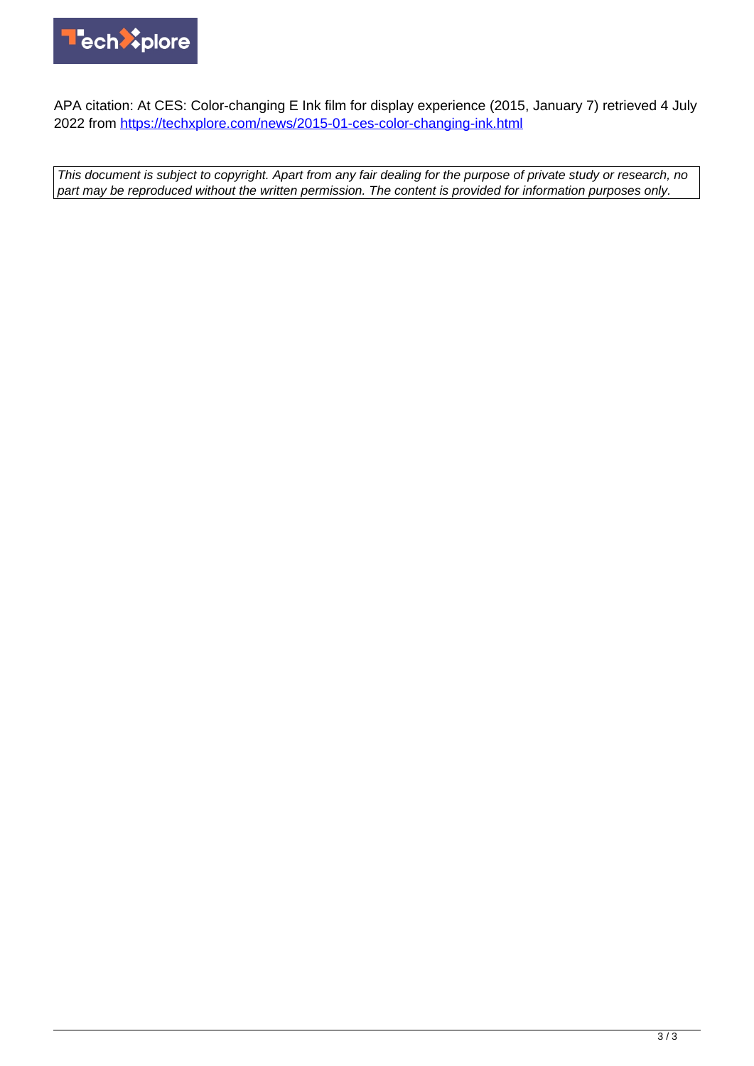APA citation: At CES: Color-changing E Ink film for display experience (2015, January 7) retrieved 4 July 2022 from https://techxplore.com/news/2015-01-ces-color-changing-ink.html

*This document is subject to copyright. Apart from any fair dealing for the purpose of private study or research, no part may be reproduced without the written permission. The content is provided for information purposes only.*